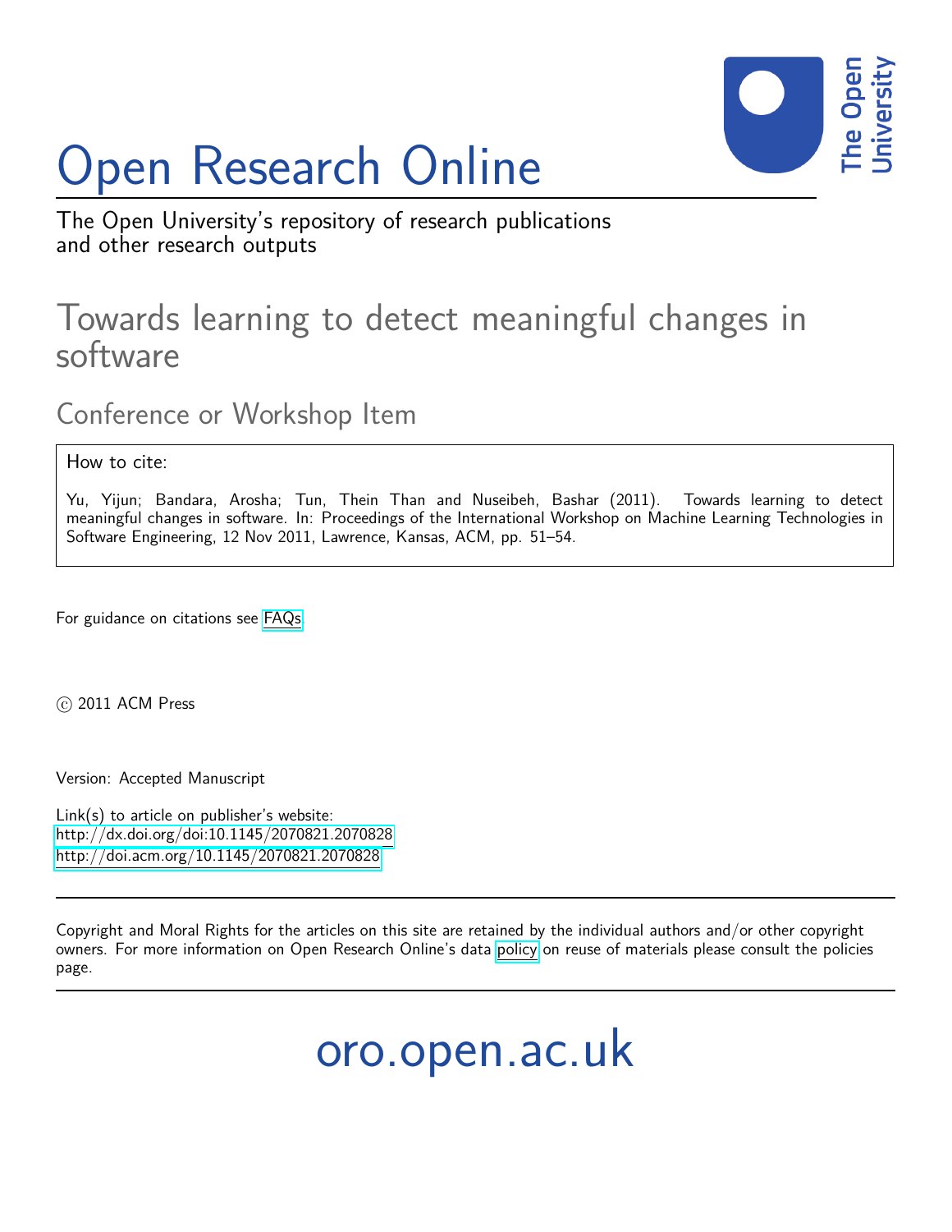# Open Research Online

The Open University's repository of research publications and other research outputs

## Towards learning to detect meaningful changes in software

### Conference or Workshop Item

How to cite:

Yu, Yijun; Bandara, Arosha; Tun, Thein Than and Nuseibeh, Bashar (2011). Towards learning to detect meaningful changes in software. In: Proceedings of the International Workshop on Machine Learning Technologies in Software Engineering, 12 Nov 2011, Lawrence, Kansas, ACM, pp. 51–54.

For guidance on citations see FAQs.

© 2011 ACM Press

Version: Accepted Manuscript

Link(s) to article on publisher's website:
http://dx.doi.org/doi:10.1145/2070821.2070828
http://doi.acm.org/10.1145/2070821.2070828

Copyright and Moral Rights for the articles on this site are retained by the individual authors and/or other copyright owners. For more information on Open Research Online's data policy on reuse of materials please consult the policies page.

oro.open.ac.uk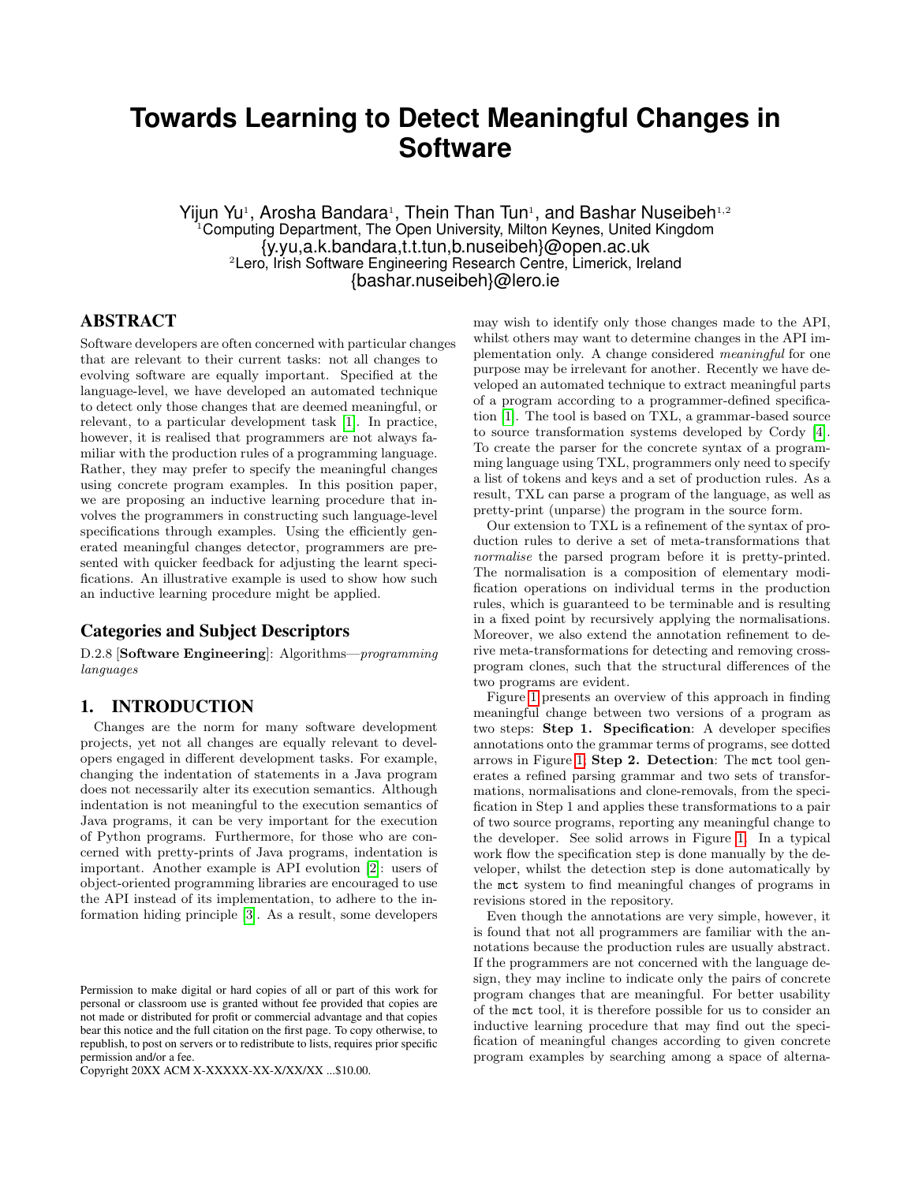# Towards Learning to Detect Meaningful Changes in Software

Yijun Yu[1], Arosha Bandara[1], Thein Than Tun[1], and Bashar Nuseibeh[1,2]
[1]Computing Department, The Open University, Milton Keynes, United Kingdom
{y.yu,a.k.bandara,t.t.tun,b.nuseibeh}@open.ac.uk
[2]Lero, Irish Software Engineering Research Centre, Limerick, Ireland
{bashar.nuseibeh}@lero.ie

## ABSTRACT

Software developers are often concerned with particular changes that are relevant to their current tasks: not all changes to evolving software are equally important. Specified at the language-level, we have developed an automated technique to detect only those changes that are deemed meaningful, or relevant, to a particular development task [1]. In practice, however, it is realised that programmers are not always familiar with the production rules of a programming language. Rather, they may prefer to specify the meaningful changes using concrete program examples. In this position paper, we are proposing an inductive learning procedure that involves the programmers in constructing such language-level specifications through examples. Using the efficiently generated meaningful changes detector, programmers are presented with quicker feedback for adjusting the learnt specifications. An illustrative example is used to show how such an inductive learning procedure might be applied.

### Categories and Subject Descriptors

D.2.8 [**Software Engineering**]: Algorithms—*programming languages*

## 1. INTRODUCTION

Changes are the norm for many software development projects, yet not all changes are equally relevant to developers engaged in different development tasks. For example, changing the indentation of statements in a Java program does not necessarily alter its execution semantics. Although indentation is not meaningful to the execution semantics of Java programs, it can be very important for the execution of Python programs. Furthermore, for those who are concerned with pretty-prints of Java programs, indentation is important. Another example is API evolution [2]: users of object-oriented programming libraries are encouraged to use the API instead of its implementation, to adhere to the information hiding principle [3]. As a result, some developers may wish to identify only those changes made to the API, whilst others may want to determine changes in the API implementation only. A change considered *meaningful* for one purpose may be irrelevant for another. Recently we have developed an automated technique to extract meaningful parts of a program according to a programmer-defined specification [1]. The tool is based on TXL, a grammar-based source to source transformation systems developed by Cordy [4]. To create the parser for the concrete syntax of a programming language using TXL, programmers only need to specify a list of tokens and keys and a set of production rules. As a result, TXL can parse a program of the language, as well as pretty-print (unparse) the program in the source form.

Our extension to TXL is a refinement of the syntax of production rules to derive a set of meta-transformations that *normalise* the parsed program before it is pretty-printed. The normalisation is a composition of elementary modification operations on individual terms in the production rules, which is guaranteed to be terminable and is resulting in a fixed point by recursively applying the normalisations. Moreover, we also extend the annotation refinement to derive meta-transformations for detecting and removing cross-program clones, such that the structural differences of the two programs are evident.

Figure 1 presents an overview of this approach in finding meaningful change between two versions of a program as two steps: **Step 1. Specification**: A developer specifies annotations onto the grammar terms of programs, see dotted arrows in Figure 1. **Step 2. Detection**: The `mct` tool generates a refined parsing grammar and two sets of transformations, normalisations and clone-removals, from the specification in Step 1 and applies these transformations to a pair of two source programs, reporting any meaningful change to the developer. See solid arrows in Figure 1. In a typical work flow the specification step is done manually by the developer, whilst the detection step is done automatically by the `mct` system to find meaningful changes of programs in revisions stored in the repository.

Even though the annotations are very simple, however, it is found that not all programmers are familiar with the annotations because the production rules are usually abstract. If the programmers are not concerned with the language design, they may incline to indicate only the pairs of concrete program changes that are meaningful. For better usability of the `mct` tool, it is therefore possible for us to consider an inductive learning procedure that may find out the specification of meaningful changes according to given concrete program examples by searching among a space of alterna-

Permission to make digital or hard copies of all or part of this work for personal or classroom use is granted without fee provided that copies are not made or distributed for profit or commercial advantage and that copies bear this notice and the full citation on the first page. To copy otherwise, to republish, to post on servers or to redistribute to lists, requires prior specific permission and/or a fee.
Copyright 20XX ACM X-XXXXX-XX-X/XX/XX ...$10.00.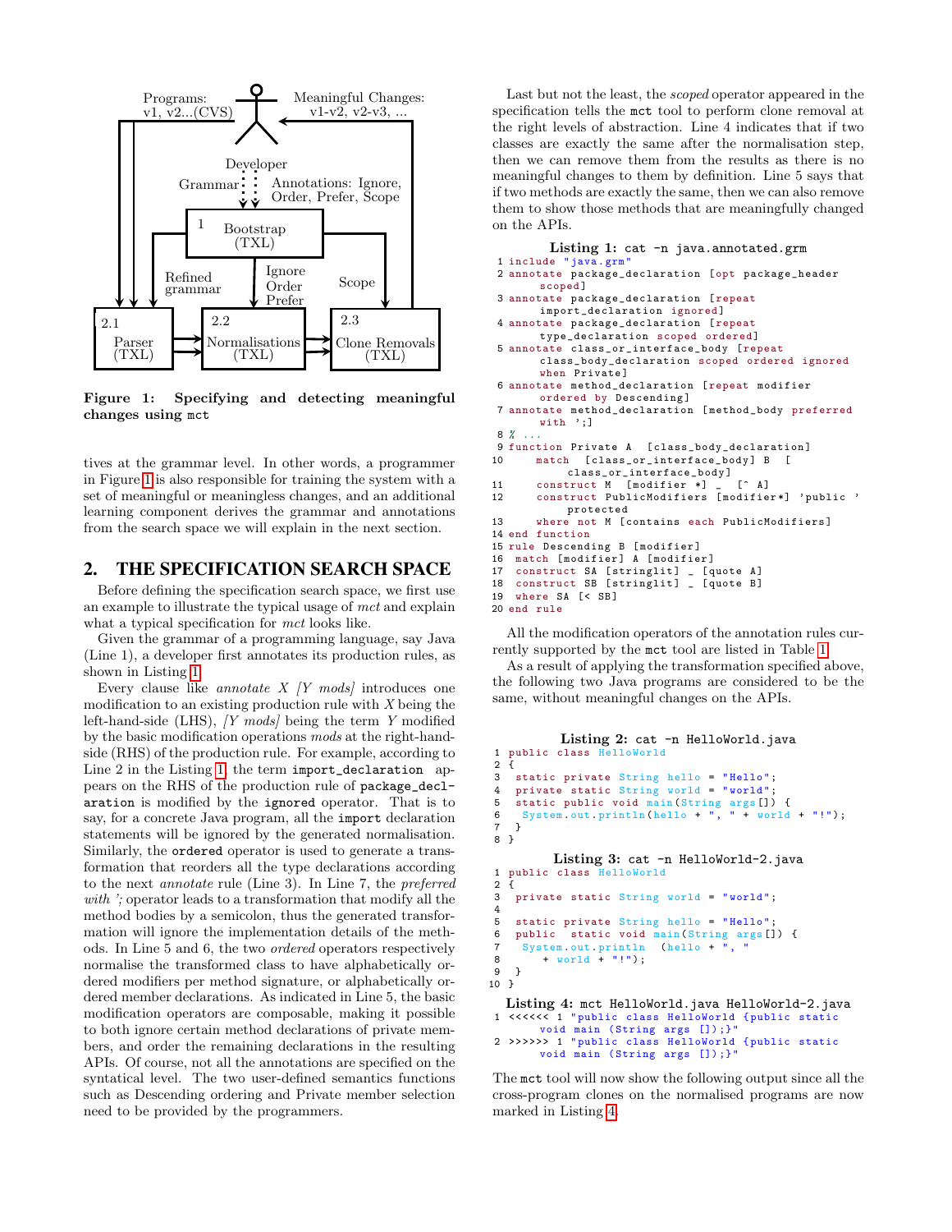Programs: v1, v2...(CVS)

Meaningful Changes: v1-v2, v2-v3, ...

Developer

Grammar

Annotations: Ignore, Order, Prefer, Scope

1 Bootstrap (TXL)

Refined grammar

Ignore Order Prefer

Scope

2.1 Parser (TXL)

2.2 Normalisations (TXL)

2.3 Clone Removals (TXL)

**Figure 1: Specifying and detecting meaningful changes using mct**

tives at the grammar level. In other words, a programmer in Figure 1 is also responsible for training the system with a set of meaningful or meaningless changes, and an additional learning component derives the grammar and annotations from the search space we will explain in the next section.

## 2. THE SPECIFICATION SEARCH SPACE

Before defining the specification search space, we first use an example to illustrate the typical usage of *mct* and explain what a typical specification for *mct* looks like.

Given the grammar of a programming language, say Java (Line 1), a developer first annotates its production rules, as shown in Listing 1.

Every clause like *annotate X [Y mods]* introduces one modification to an existing production rule with *X* being the left-hand-side (LHS), *[Y mods]* being the term *Y* modified by the basic modification operations *mods* at the right-hand-side (RHS) of the production rule. For example, according to Line 2 in the Listing 1, the term `import_declaration` appears on the RHS of the production rule of `package_declaration` is modified by the `ignored` operator. That is to say, for a concrete Java program, all the `import` declaration statements will be ignored by the generated normalisation. Similarly, the `ordered` operator is used to generate a transformation that reorders all the type declarations according to the next *annotate* rule (Line 3). In Line 7, the *preferred with ';* operator leads to a transformation that modify all the method bodies by a semicolon, thus the generated transformation will ignore the implementation details of the methods. In Line 5 and 6, the two *ordered* operators respectively normalise the transformed class to have alphabetically ordered modifiers per method signature, or alphabetically ordered member declarations. As indicated in Line 5, the basic modification operators are composable, making it possible to both ignore certain method declarations of private members, and order the remaining declarations in the resulting APIs. Of course, not all the annotations are specified on the syntactical level. The two user-defined semantics functions such as Descending ordering and Private member selection need to be provided by the programmers.

Last but not the least, the *scoped* operator appeared in the specification tells the `mct` tool to perform clone removal at the right levels of abstraction. Line 4 indicates that if two classes are exactly the same after the normalisation step, then we can remove them from the results as there is no meaningful changes to them by definition. Line 5 says that if two methods are exactly the same, then we can also remove them to show those methods that are meaningfully changed on the APIs.

**Listing 1:** `cat -n java.annotated.grm`

```
 1 include "java.grm"
 2 annotate package_declaration [opt package_header
       scoped]
 3 annotate package_declaration [repeat
       import_declaration ignored]
 4 annotate package_declaration [repeat
       type_declaration scoped ordered]
 5 annotate class_or_interface_body [repeat
       class_body_declaration scoped ordered ignored
       when Private]
 6 annotate method_declaration [repeat modifier
       ordered by Descending]
 7 annotate method_declaration [method_body preferred
       with ';]
 8 % ...
 9 function Private A  [class_body_declaration]
10     match  [class_or_interface_body] B  [
         class_or_interface_body]
11     construct M  [modifier *] _  [^ A]
12     construct PublicModifiers [modifier*] 'public '
         protected
13     where not M [contains each PublicModifiers]
14 end function
15 rule Descending B [modifier]
16  match [modifier] A [modifier]
17  construct SA [stringlit] _ [quote A]
18  construct SB [stringlit] _ [quote B]
19  where SA [< SB]
20 end rule
```

All the modification operators of the annotation rules currently supported by the `mct` tool are listed in Table 1.

As a result of applying the transformation specified above, the following two Java programs are considered to be the same, without meaningful changes on the APIs.

**Listing 2:** `cat -n HelloWorld.java`

```
1 public class HelloWorld
2 {
3  static private String hello = "Hello";
4  private static String world = "world";
5  static public void main(String args[]) {
6   System.out.println(hello + ", " + world + "!");
7  }
8 }
```

**Listing 3:** `cat -n HelloWorld-2.java`

```
 1 public class HelloWorld
 2 {
 3  private static String world = "world";
 4
 5  static private String hello = "Hello";
 6  public  static void main(String args[]) {
 7   System.out.println  (hello + ", "
 8      + world + "!");
 9  }
10 }
```

**Listing 4:** `mct HelloWorld.java HelloWorld-2.java`

```
1 <<<<<< 1 "public class HelloWorld {public static
       void main (String args []);}"
2 >>>>>> 1 "public class HelloWorld {public static
       void main (String args []);}"
```

The `mct` tool will now show the following output since all the cross-program clones on the normalised programs are now marked in Listing 4.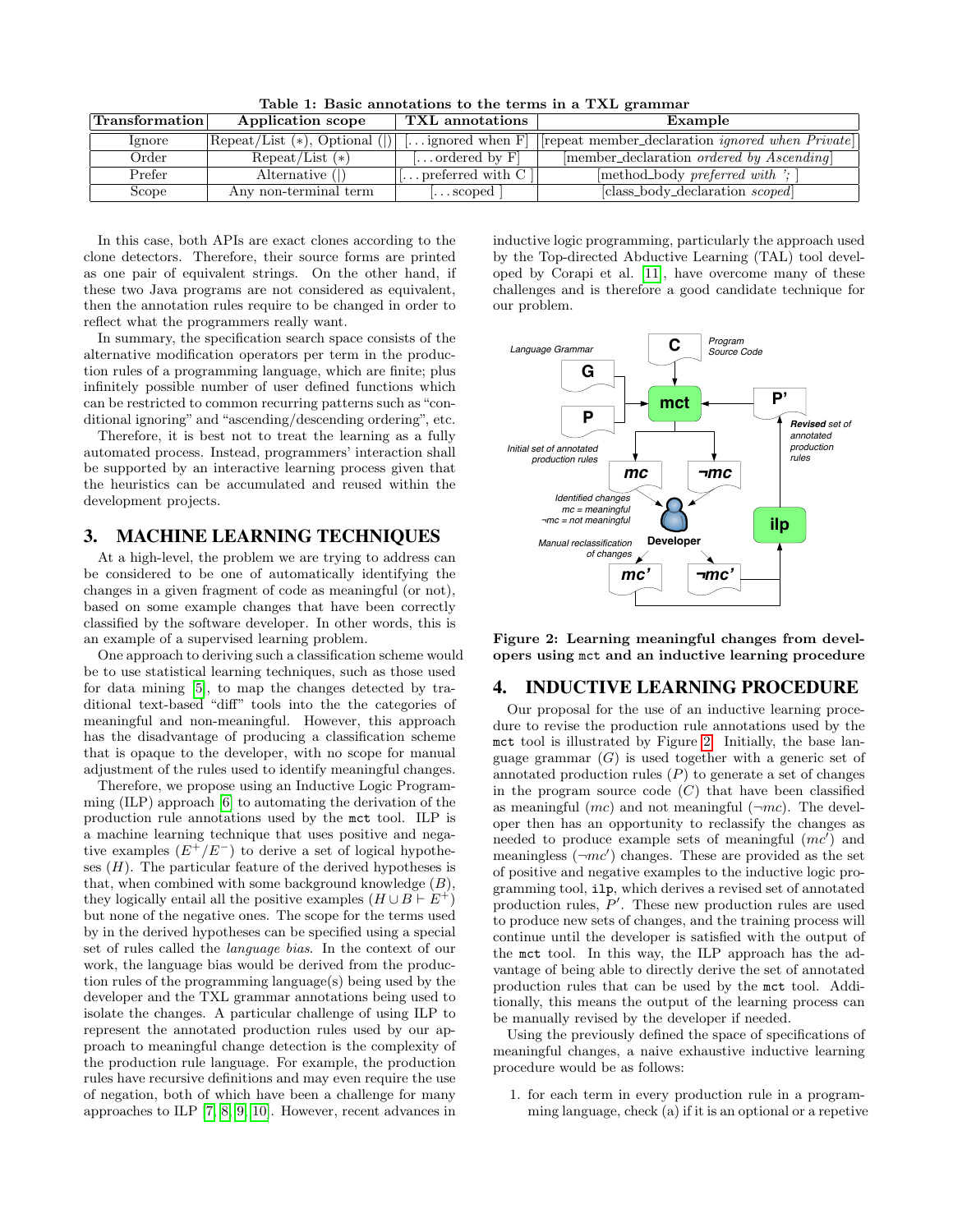**Table 1: Basic annotations to the terms in a TXL grammar**

| Transformation | Application scope | TXL annotations | Example |
|---|---|---|---|
| Ignore | Repeat/List (*), Optional (\|) | [... ignored when F] | [repeat member_declaration *ignored when Private*] |
| Order | Repeat/List (*) | [... ordered by F] | [member_declaration *ordered by Ascending*] |
| Prefer | Alternative (\|) | [... preferred with C ] | [method_body *preferred with ';* ] |
| Scope | Any non-terminal term | [... scoped ] | [class_body_declaration *scoped*] |

In this case, both APIs are exact clones according to the clone detectors. Therefore, their source forms are printed as one pair of equivalent strings. On the other hand, if these two Java programs are not considered as equivalent, then the annotation rules require to be changed in order to reflect what the programmers really want.

In summary, the specification search space consists of the alternative modification operators per term in the production rules of a programming language, which are finite; plus infinitely possible number of user defined functions which can be restricted to common recurring patterns such as "conditional ignoring" and "ascending/descending ordering", etc.

Therefore, it is best not to treat the learning as a fully automated process. Instead, programmers' interaction shall be supported by an interactive learning process given that the heuristics can be accumulated and reused within the development projects.

## 3. MACHINE LEARNING TECHNIQUES

At a high-level, the problem we are trying to address can be considered to be one of automatically identifying the changes in a given fragment of code as meaningful (or not), based on some example changes that have been correctly classified by the software developer. In other words, this is an example of a supervised learning problem.

One approach to deriving such a classification scheme would be to use statistical learning techniques, such as those used for data mining [5], to map the changes detected by traditional text-based "diff" tools into the the categories of meaningful and non-meaningful. However, this approach has the disadvantage of producing a classification scheme that is opaque to the developer, with no scope for manual adjustment of the rules used to identify meaningful changes.

Therefore, we propose using an Inductive Logic Programming (ILP) approach [6] to automating the derivation of the production rule annotations used by the `mct` tool. ILP is a machine learning technique that uses positive and negative examples ($E^+/E^-$) to derive a set of logical hypotheses ($H$). The particular feature of the derived hypotheses is that, when combined with some background knowledge ($B$), they logically entail all the positive examples ($H \cup B \vdash E^+$) but none of the negative ones. The scope for the terms used by in the derived hypotheses can be specified using a special set of rules called the *language bias*. In the context of our work, the language bias would be derived from the production rules of the programming language(s) being used by the developer and the TXL grammar annotations being used to isolate the changes. A particular challenge of using ILP to represent the annotated production rules used by our approach to meaningful change detection is the complexity of the production rule language. For example, the production rules have recursive definitions and may even require the use of negation, both of which have been a challenge for many approaches to ILP [7, 8, 9, 10]. However, recent advances in inductive logic programming, particularly the approach used by the Top-directed Abductive Learning (TAL) tool developed by Corapi et al. [11], have overcome many of these challenges and is therefore a good candidate technique for our problem.

Language Grammar
G
P
Initial set of annotated production rules
C
Program Source Code
mct
P'
Revised set of annotated production rules
mc
¬mc
Identified changes
mc = meaningful
¬mc = not meaningful
Developer
Manual reclassification of changes
mc'
¬mc'
ilp

**Figure 2: Learning meaningful changes from developers using `mct` and an inductive learning procedure**

## 4. INDUCTIVE LEARNING PROCEDURE

Our proposal for the use of an inductive learning procedure to revise the production rule annotations used by the `mct` tool is illustrated by Figure 2. Initially, the base language grammar ($G$) is used together with a generic set of annotated production rules ($P$) to generate a set of changes in the program source code ($C$) that have been classified as meaningful ($mc$) and not meaningful ($\neg mc$). The developer then has an opportunity to reclassify the changes as needed to produce example sets of meaningful ($mc'$) and meaningless ($\neg mc'$) changes. These are provided as the set of positive and negative examples to the inductive logic programming tool, `ilp`, which derives a revised set of annotated production rules, $P'$. These new production rules are used to produce new sets of changes, and the training process will continue until the developer is satisfied with the output of the `mct` tool. In this way, the ILP approach has the advantage of being able to directly derive the set of annotated production rules that can be used by the `mct` tool. Additionally, this means the output of the learning process can be manually revised by the developer if needed.

Using the previously defined the space of specifications of meaningful changes, a naive exhaustive inductive learning procedure would be as follows:

1. for each term in every production rule in a programming language, check (a) if it is an optional or a repetive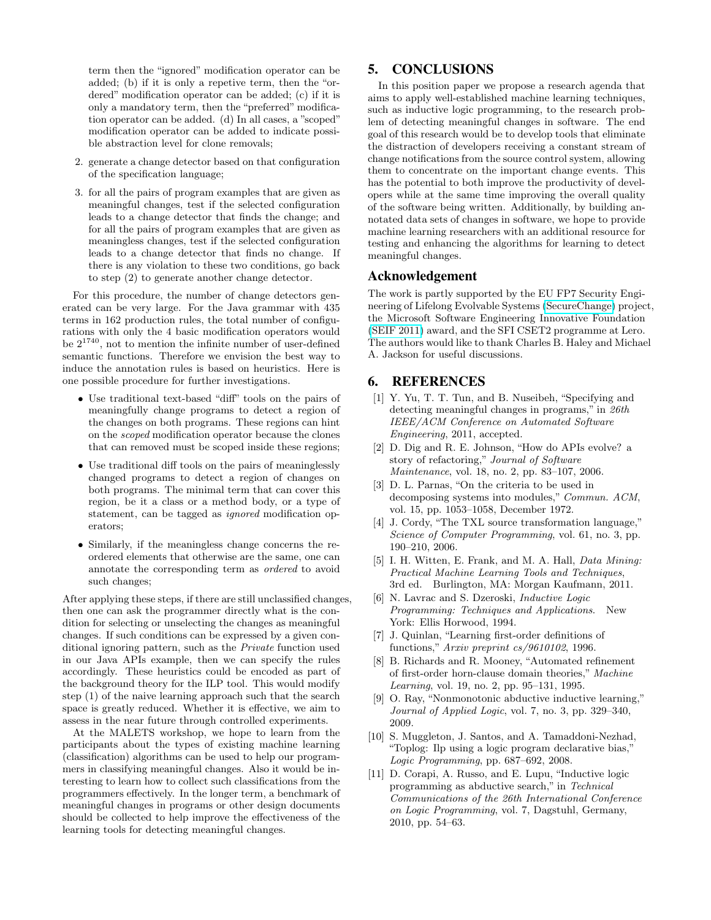term then the "ignored" modification operator can be added; (b) if it is only a repetive term, then the "ordered" modification operator can be added; (c) if it is only a mandatory term, then the "preferred" modification operator can be added. (d) In all cases, a "scoped" modification operator can be added to indicate possible abstraction level for clone removals;

2. generate a change detector based on that configuration of the specification language;
3. for all the pairs of program examples that are given as meaningful changes, test if the selected configuration leads to a change detector that finds the change; and for all the pairs of program examples that are given as meaningless changes, test if the selected configuration leads to a change detector that finds no change. If there is any violation to these two conditions, go back to step (2) to generate another change detector.

For this procedure, the number of change detectors generated can be very large. For the Java grammar with 435 terms in 162 production rules, the total number of configurations with only the 4 basic modification operators would be $2^{1740}$, not to mention the infinite number of user-defined semantic functions. Therefore we envision the best way to induce the annotation rules is based on heuristics. Here is one possible procedure for further investigations.

- Use traditional text-based "diff" tools on the pairs of meaningfully change programs to detect a region of the changes on both programs. These regions can hint on the *scoped* modification operator because the clones that can removed must be scoped inside these regions;
- Use traditional diff tools on the pairs of meaninglessly changed programs to detect a region of changes on both programs. The minimal term that can cover this region, be it a class or a method body, or a type of statement, can be tagged as *ignored* modification operators;
- Similarly, if the meaningless change concerns the reordered elements that otherwise are the same, one can annotate the corresponding term as *ordered* to avoid such changes;

After applying these steps, if there are still unclassified changes, then one can ask the programmer directly what is the condition for selecting or unselecting the changes as meaningful changes. If such conditions can be expressed by a given conditional ignoring pattern, such as the *Private* function used in our Java APIs example, then we can specify the rules accordingly. These heuristics could be encoded as part of the background theory for the ILP tool. This would modify step (1) of the naive learning approach such that the search space is greatly reduced. Whether it is effective, we aim to assess in the near future through controlled experiments.

At the MALETS workshop, we hope to learn from the participants about the types of existing machine learning (classification) algorithms can be used to help our programmers in classifying meaningful changes. Also it would be interesting to learn how to collect such classifications from the programmers effectively. In the longer term, a benchmark of meaningful changes in programs or other design documents should be collected to help improve the effectiveness of the learning tools for detecting meaningful changes.

## 5. CONCLUSIONS

In this position paper we propose a research agenda that aims to apply well-established machine learning techniques, such as inductive logic programming, to the research problem of detecting meaningful changes in software. The end goal of this research would be to develop tools that eliminate the distraction of developers receiving a constant stream of change notifications from the source control system, allowing them to concentrate on the important change events. This has the potential to both improve the productivity of developers while at the same time improving the overall quality of the software being written. Additionally, by building annotated data sets of changes in software, we hope to provide machine learning researchers with an additional resource for testing and enhancing the algorithms for learning to detect meaningful changes.

## Acknowledgement

The work is partly supported by the EU FP7 Security Engineering of Lifelong Evolvable Systems (SecureChange) project, the Microsoft Software Engineering Innovative Foundation (SEIF 2011) award, and the SFI CSET2 programme at Lero. The authors would like to thank Charles B. Haley and Michael A. Jackson for useful discussions.

## 6. REFERENCES

[1] Y. Yu, T. T. Tun, and B. Nuseibeh, "Specifying and detecting meaningful changes in programs," in *26th IEEE/ACM Conference on Automated Software Engineering*, 2011, accepted.

[2] D. Dig and R. E. Johnson, "How do APIs evolve? a story of refactoring," *Journal of Software Maintenance*, vol. 18, no. 2, pp. 83–107, 2006.

[3] D. L. Parnas, "On the criteria to be used in decomposing systems into modules," *Commun. ACM*, vol. 15, pp. 1053–1058, December 1972.

[4] J. Cordy, "The TXL source transformation language," *Science of Computer Programming*, vol. 61, no. 3, pp. 190–210, 2006.

[5] I. H. Witten, E. Frank, and M. A. Hall, *Data Mining: Practical Machine Learning Tools and Techniques*, 3rd ed. Burlington, MA: Morgan Kaufmann, 2011.

[6] N. Lavrac and S. Dzeroski, *Inductive Logic Programming: Techniques and Applications*. New York: Ellis Horwood, 1994.

[7] J. Quinlan, "Learning first-order definitions of functions," *Arxiv preprint cs/9610102*, 1996.

[8] B. Richards and R. Mooney, "Automated refinement of first-order horn-clause domain theories," *Machine Learning*, vol. 19, no. 2, pp. 95–131, 1995.

[9] O. Ray, "Nonmonotonic abductive inductive learning," *Journal of Applied Logic*, vol. 7, no. 3, pp. 329–340, 2009.

[10] S. Muggleton, J. Santos, and A. Tamaddoni-Nezhad, "Toplog: Ilp using a logic program declarative bias," *Logic Programming*, pp. 687–692, 2008.

[11] D. Corapi, A. Russo, and E. Lupu, "Inductive logic programming as abductive search," in *Technical Communications of the 26th International Conference on Logic Programming*, vol. 7, Dagstuhl, Germany, 2010, pp. 54–63.